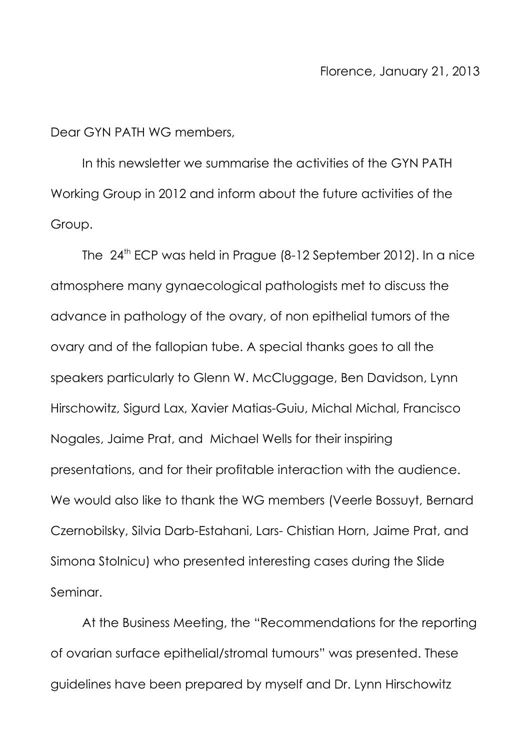Florence, January 21, 2013

Dear GYN PATH WG members,

In this newsletter we summarise the activities of the GYN PATH Working Group in 2012 and inform about the future activities of the Group.

The 24[th] ECP was held in Prague (8-12 September 2012). In a nice atmosphere many gynaecological pathologists met to discuss the advance in pathology of the ovary, of non epithelial tumors of the ovary and of the fallopian tube. A special thanks goes to all the speakers particularly to Glenn W. McCluggage, Ben Davidson, Lynn Hirschowitz, Sigurd Lax, Xavier Matias-Guiu, Michal Michal, Francisco Nogales, Jaime Prat, and Michael Wells for their inspiring presentations, and for their profitable interaction with the audience. We would also like to thank the WG members (Veerle Bossuyt, Bernard Czernobilsky, Silvia Darb-Estahani, Lars- Chistian Horn, Jaime Prat, and Simona Stolnicu) who presented interesting cases during the Slide Seminar.

At the Business Meeting, the "Recommendations for the reporting of ovarian surface epithelial/stromal tumours" was presented. These guidelines have been prepared by myself and Dr. Lynn Hirschowitz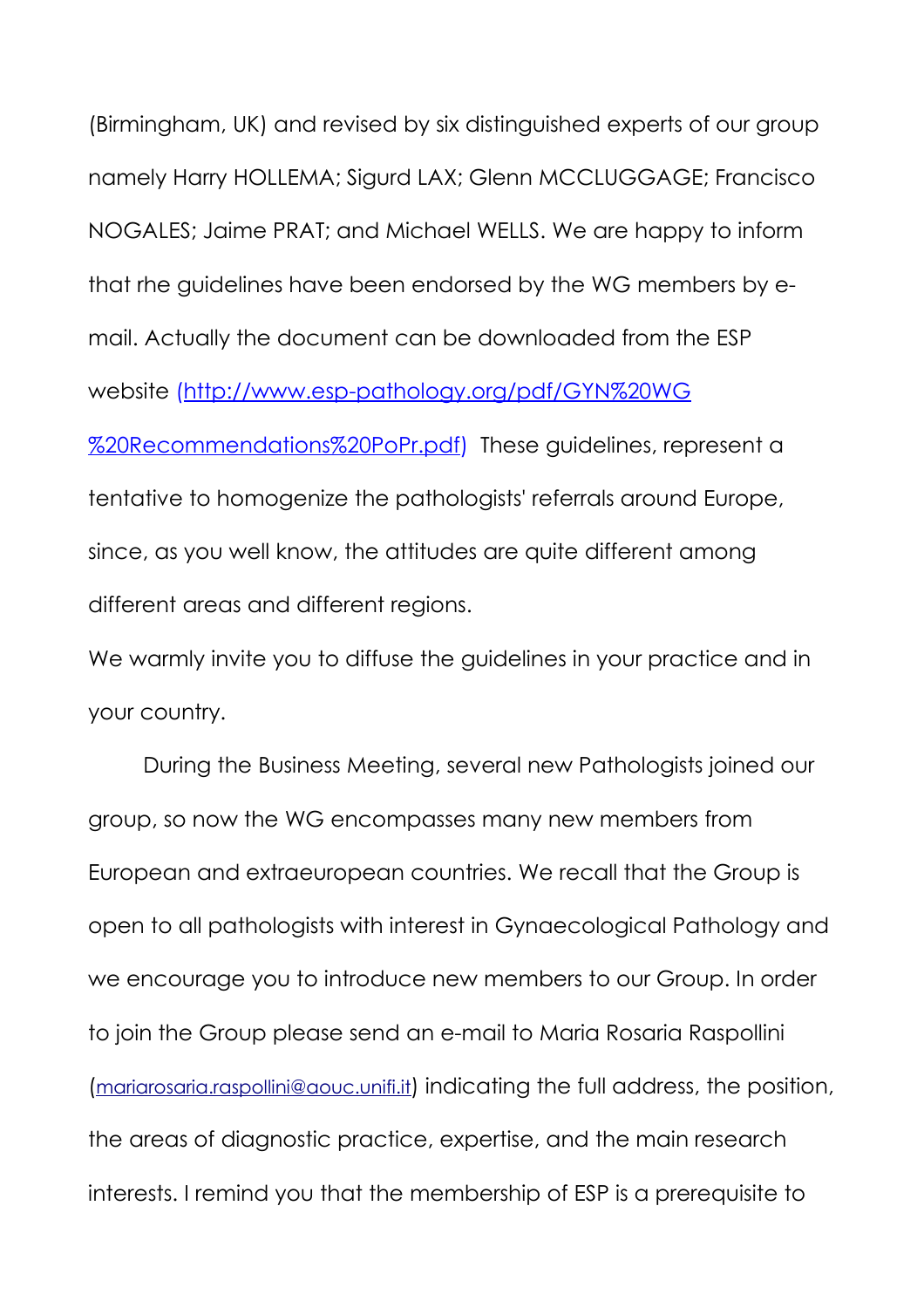(Birmingham, UK) and revised by six distinguished experts of our group namely Harry HOLLEMA; Sigurd LAX; Glenn MCCLUGGAGE; Francisco NOGALES; Jaime PRAT; and Michael WELLS. We are happy to inform that rhe guidelines have been endorsed by the WG members by e-mail. Actually the document can be downloaded from the ESP website [(http://www.esp-pathology.org/pdf/GYN%20WG%20Recommendations%20PoPr.pdf)](http://www.esp-pathology.org/pdf/GYN%20WG%20Recommendations%20PoPr.pdf) These guidelines, represent a tentative to homogenize the pathologists' referrals around Europe, since, as you well know, the attitudes are quite different among different areas and different regions.

We warmly invite you to diffuse the guidelines in your practice and in your country.

During the Business Meeting, several new Pathologists joined our group, so now the WG encompasses many new members from European and extraeuropean countries. We recall that the Group is open to all pathologists with interest in Gynaecological Pathology and we encourage you to introduce new members to our Group. In order to join the Group please send an e-mail to Maria Rosaria Raspollini ([mariarosaria.raspollini@aouc.unifi.it](mailto:mariarosaria.raspollini@aouc.unifi.it)) indicating the full address, the position, the areas of diagnostic practice, expertise, and the main research interests. I remind you that the membership of ESP is a prerequisite to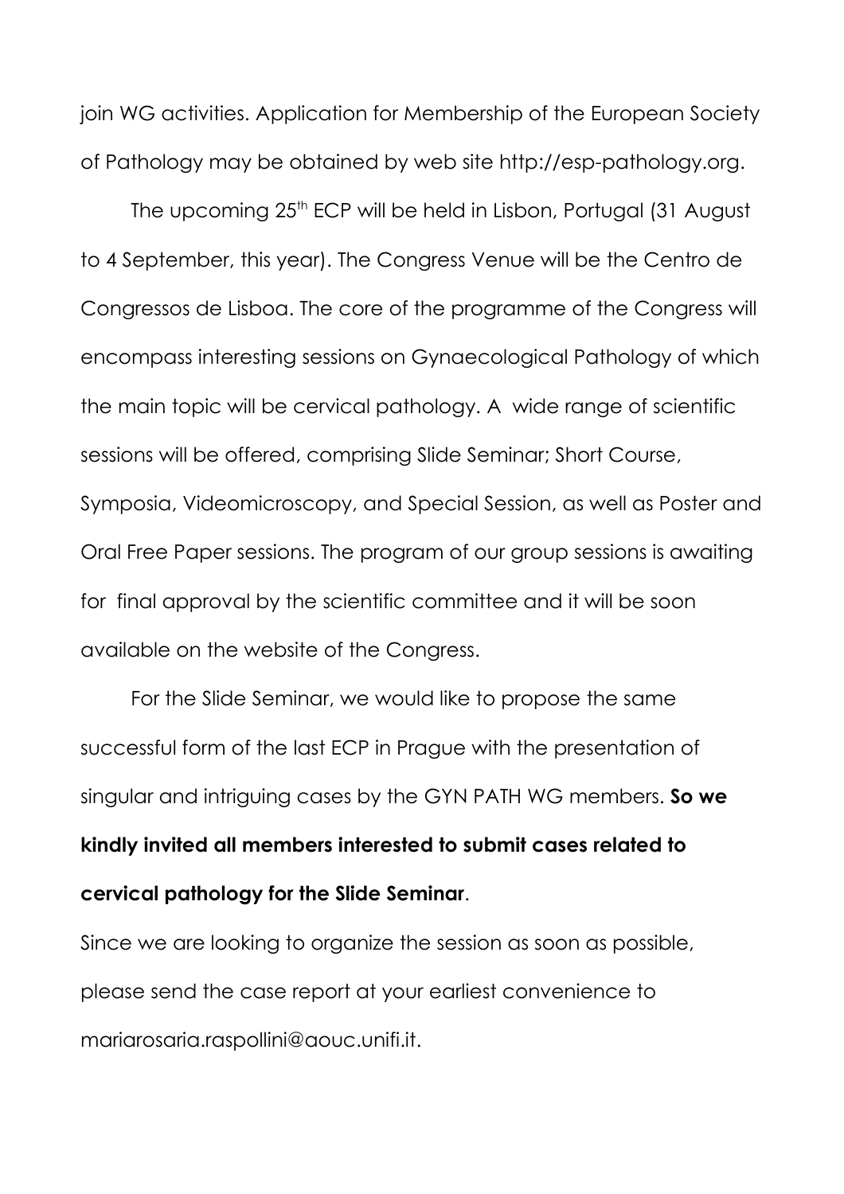join WG activities. Application for Membership of the European Society of Pathology may be obtained by web site http://esp-pathology.org.

The upcoming 25th ECP will be held in Lisbon, Portugal (31 August to 4 September, this year). The Congress Venue will be the Centro de Congressos de Lisboa. The core of the programme of the Congress will encompass interesting sessions on Gynaecological Pathology of which the main topic will be cervical pathology. A wide range of scientific sessions will be offered, comprising Slide Seminar; Short Course, Symposia, Videomicroscopy, and Special Session, as well as Poster and Oral Free Paper sessions. The program of our group sessions is awaiting for final approval by the scientific committee and it will be soon available on the website of the Congress.

For the Slide Seminar, we would like to propose the same successful form of the last ECP in Prague with the presentation of singular and intriguing cases by the GYN PATH WG members. **So we kindly invited all members interested to submit cases related to cervical pathology for the Slide Seminar**.

Since we are looking to organize the session as soon as possible, please send the case report at your earliest convenience to mariarosaria.raspollini@aouc.unifi.it.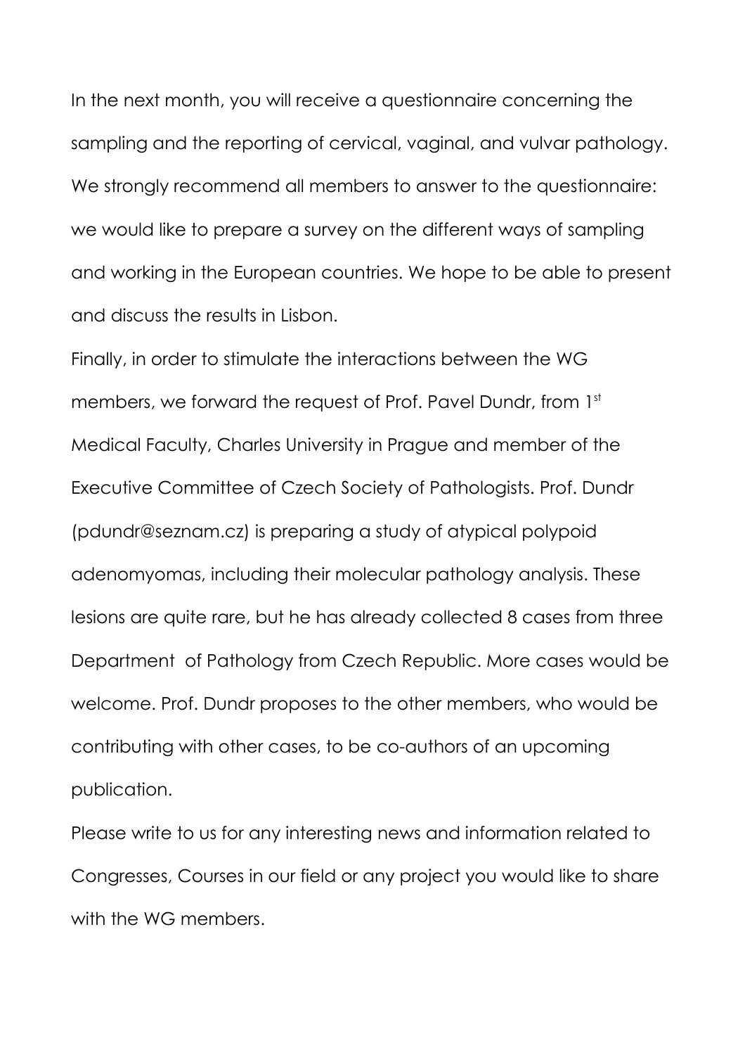In the next month, you will receive a questionnaire concerning the sampling and the reporting of cervical, vaginal, and vulvar pathology. We strongly recommend all members to answer to the questionnaire: we would like to prepare a survey on the different ways of sampling and working in the European countries. We hope to be able to present and discuss the results in Lisbon.

Finally, in order to stimulate the interactions between the WG members, we forward the request of Prof. Pavel Dundr, from 1st Medical Faculty, Charles University in Prague and member of the Executive Committee of Czech Society of Pathologists. Prof. Dundr (pdundr@seznam.cz) is preparing a study of atypical polypoid adenomyomas, including their molecular pathology analysis. These lesions are quite rare, but he has already collected 8 cases from three Department of Pathology from Czech Republic. More cases would be welcome. Prof. Dundr proposes to the other members, who would be contributing with other cases, to be co-authors of an upcoming publication.

Please write to us for any interesting news and information related to Congresses, Courses in our field or any project you would like to share with the WG members.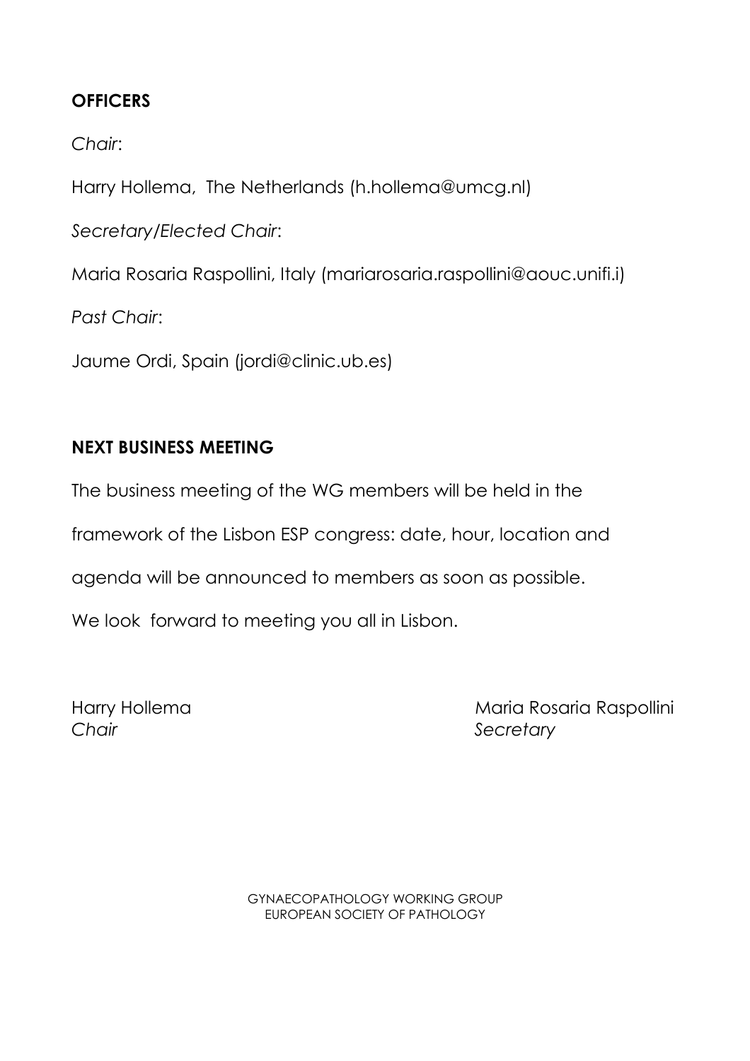## OFFICERS

*Chair*:

Harry Hollema, The Netherlands (h.hollema@umcg.nl)

*Secretary/Elected Chair*:

Maria Rosaria Raspollini, Italy (mariarosaria.raspollini@aouc.unifi.i)

*Past Chair*:

Jaume Ordi, Spain (jordi@clinic.ub.es)

## NEXT BUSINESS MEETING

The business meeting of the WG members will be held in the framework of the Lisbon ESP congress: date, hour, location and agenda will be announced to members as soon as possible.

We look forward to meeting you all in Lisbon.

Harry Hollema
*Chair*

Maria Rosaria Raspollini
*Secretary*

GYNAECOPATHOLOGY WORKING GROUP
EUROPEAN SOCIETY OF PATHOLOGY